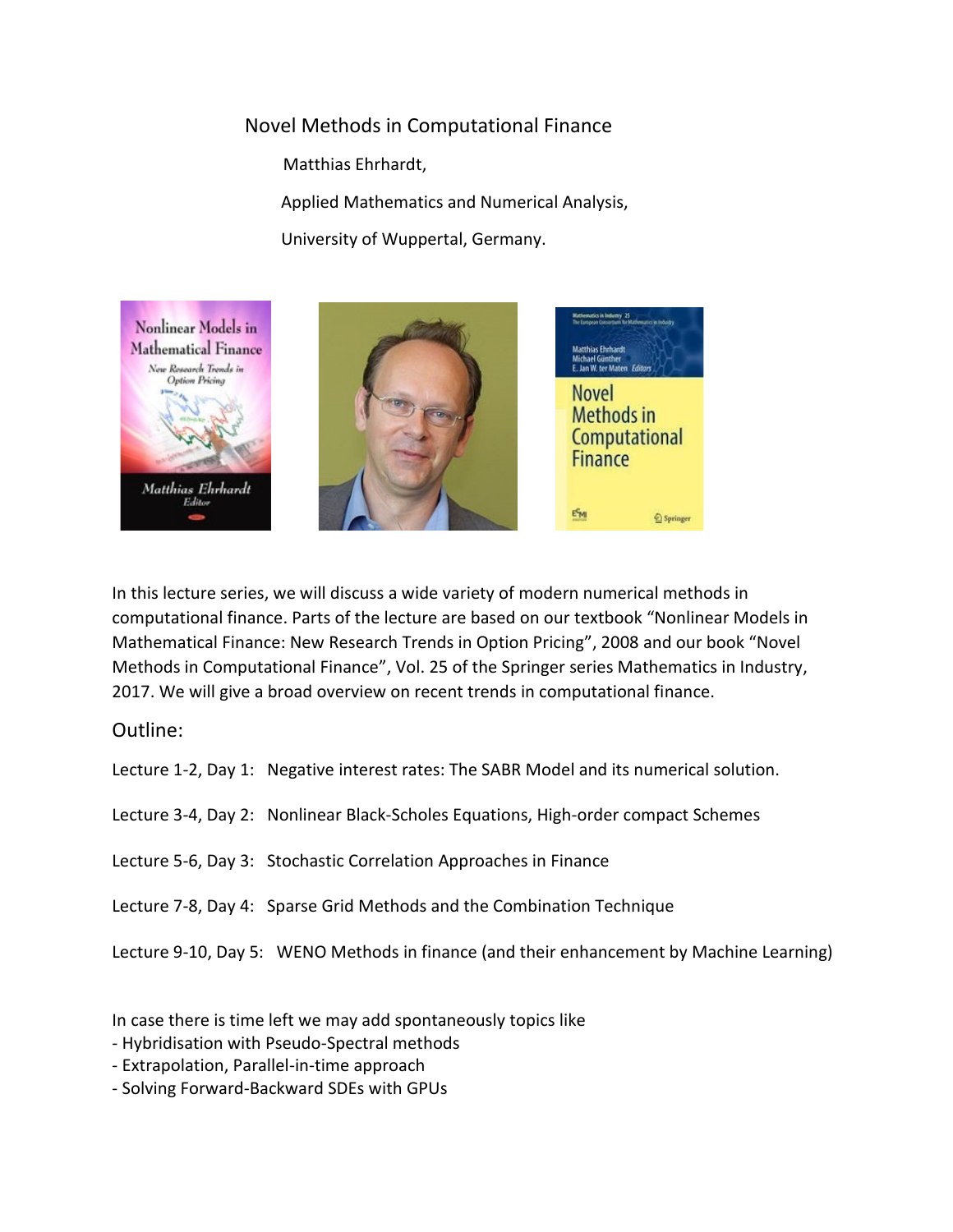# Novel Methods in Computational Finance

Matthias Ehrhardt,

Applied Mathematics and Numerical Analysis,

University of Wuppertal, Germany.

In this lecture series, we will discuss a wide variety of modern numerical methods in computational finance. Parts of the lecture are based on our textbook "Nonlinear Models in Mathematical Finance: New Research Trends in Option Pricing", 2008 and our book "Novel Methods in Computational Finance", Vol. 25 of the Springer series Mathematics in Industry, 2017. We will give a broad overview on recent trends in computational finance.

## Outline:

Lecture 1-2, Day 1: Negative interest rates: The SABR Model and its numerical solution.

Lecture 3-4, Day 2: Nonlinear Black-Scholes Equations, High-order compact Schemes

Lecture 5-6, Day 3: Stochastic Correlation Approaches in Finance

Lecture 7-8, Day 4: Sparse Grid Methods and the Combination Technique

Lecture 9-10, Day 5: WENO Methods in finance (and their enhancement by Machine Learning)

In case there is time left we may add spontaneously topics like

- Hybridisation with Pseudo-Spectral methods
- Extrapolation, Parallel-in-time approach
- Solving Forward-Backward SDEs with GPUs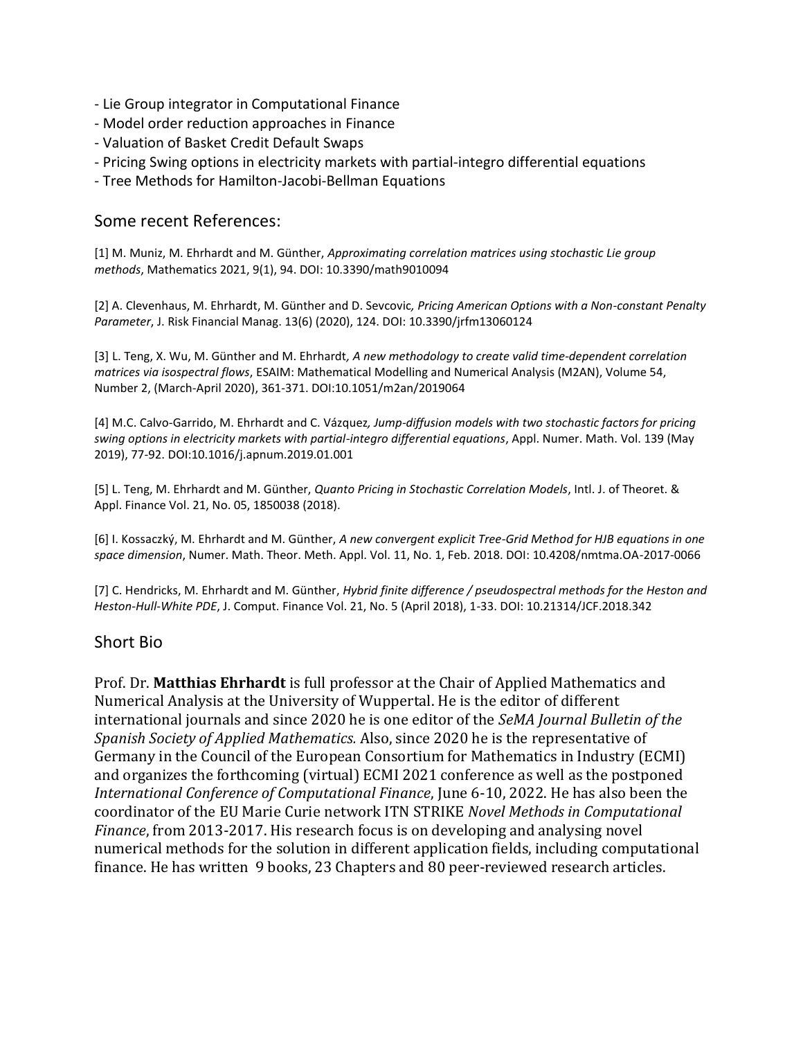- Lie Group integrator in Computational Finance
- Model order reduction approaches in Finance
- Valuation of Basket Credit Default Swaps
- Pricing Swing options in electricity markets with partial-integro differential equations
- Tree Methods for Hamilton-Jacobi-Bellman Equations

## Some recent References:

[1] M. Muniz, M. Ehrhardt and M. Günther, *Approximating correlation matrices using stochastic Lie group methods*, Mathematics 2021, 9(1), 94. DOI: 10.3390/math9010094

[2] A. Clevenhaus, M. Ehrhardt, M. Günther and D. Sevcovic*, Pricing American Options with a Non-constant Penalty Parameter*, J. Risk Financial Manag. 13(6) (2020), 124. DOI: 10.3390/jrfm13060124

[3] L. Teng, X. Wu, M. Günther and M. Ehrhardt*, A new methodology to create valid time-dependent correlation matrices via isospectral flows*, ESAIM: Mathematical Modelling and Numerical Analysis (M2AN), Volume 54, Number 2, (March-April 2020), 361-371. DOI:10.1051/m2an/2019064

[4] M.C. Calvo-Garrido, M. Ehrhardt and C. Vázquez*, Jump-diffusion models with two stochastic factors for pricing swing options in electricity markets with partial-integro differential equations*, Appl. Numer. Math. Vol. 139 (May 2019), 77-92. DOI:10.1016/j.apnum.2019.01.001

[5] L. Teng, M. Ehrhardt and M. Günther, *Quanto Pricing in Stochastic Correlation Models*, Intl. J. of Theoret. & Appl. Finance Vol. 21, No. 05, 1850038 (2018).

[6] I. Kossaczký, M. Ehrhardt and M. Günther, *A new convergent explicit Tree-Grid Method for HJB equations in one space dimension*, Numer. Math. Theor. Meth. Appl. Vol. 11, No. 1, Feb. 2018. DOI: 10.4208/nmtma.OA-2017-0066

[7] C. Hendricks, M. Ehrhardt and M. Günther, *Hybrid finite difference / pseudospectral methods for the Heston and Heston-Hull-White PDE*, J. Comput. Finance Vol. 21, No. 5 (April 2018), 1-33. DOI: 10.21314/JCF.2018.342

## Short Bio

Prof. Dr. **Matthias Ehrhardt** is full professor at the Chair of Applied Mathematics and Numerical Analysis at the University of Wuppertal. He is the editor of different international journals and since 2020 he is one editor of the *SeMA Journal Bulletin of the Spanish Society of Applied Mathematics.* Also, since 2020 he is the representative of Germany in the Council of the European Consortium for Mathematics in Industry (ECMI) and organizes the forthcoming (virtual) ECMI 2021 conference as well as the postponed *International Conference of Computational Finance*, June 6-10, 2022. He has also been the coordinator of the EU Marie Curie network ITN STRIKE *Novel Methods in Computational Finance*, from 2013-2017. His research focus is on developing and analysing novel numerical methods for the solution in different application fields, including computational finance. He has written 9 books, 23 Chapters and 80 peer-reviewed research articles.